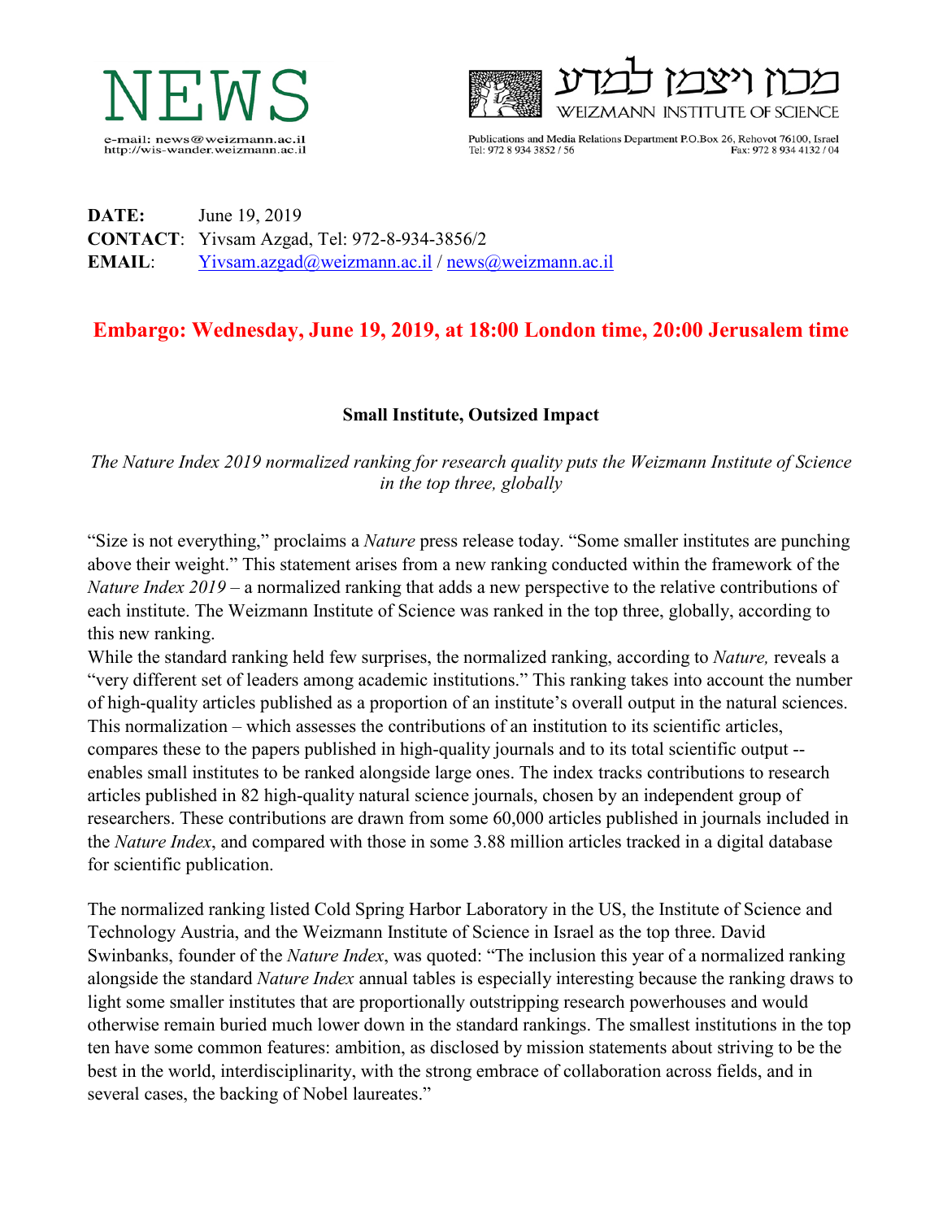NEWS

e-mail: news@weizmann.ac.il
http://wis-wander.weizmann.ac.il

מכון ויצמן למדע
WEIZMANN INSTITUTE OF SCIENCE

Publications and Media Relations Department P.O.Box 26, Rehovot 76100, Israel
Tel: 972 8 934 3852 / 56 Fax: 972 8 934 4132 / 04

**DATE:** June 19, 2019
**CONTACT**: Yivsam Azgad, Tel: 972-8-934-3856/2
**EMAIL**: Yivsam.azgad@weizmann.ac.il / news@weizmann.ac.il

## Embargo: Wednesday, June 19, 2019, at 18:00 London time, 20:00 Jerusalem time

### Small Institute, Outsized Impact

*The Nature Index 2019 normalized ranking for research quality puts the Weizmann Institute of Science in the top three, globally*

"Size is not everything," proclaims a *Nature* press release today. "Some smaller institutes are punching above their weight." This statement arises from a new ranking conducted within the framework of the *Nature Index 2019* – a normalized ranking that adds a new perspective to the relative contributions of each institute. The Weizmann Institute of Science was ranked in the top three, globally, according to this new ranking.

While the standard ranking held few surprises, the normalized ranking, according to *Nature,* reveals a "very different set of leaders among academic institutions." This ranking takes into account the number of high-quality articles published as a proportion of an institute's overall output in the natural sciences. This normalization – which assesses the contributions of an institution to its scientific articles, compares these to the papers published in high-quality journals and to its total scientific output -- enables small institutes to be ranked alongside large ones. The index tracks contributions to research articles published in 82 high-quality natural science journals, chosen by an independent group of researchers. These contributions are drawn from some 60,000 articles published in journals included in the *Nature Index*, and compared with those in some 3.88 million articles tracked in a digital database for scientific publication.

The normalized ranking listed Cold Spring Harbor Laboratory in the US, the Institute of Science and Technology Austria, and the Weizmann Institute of Science in Israel as the top three. David Swinbanks, founder of the *Nature Index*, was quoted: "The inclusion this year of a normalized ranking alongside the standard *Nature Index* annual tables is especially interesting because the ranking draws to light some smaller institutes that are proportionally outstripping research powerhouses and would otherwise remain buried much lower down in the standard rankings. The smallest institutions in the top ten have some common features: ambition, as disclosed by mission statements about striving to be the best in the world, interdisciplinarity, with the strong embrace of collaboration across fields, and in several cases, the backing of Nobel laureates."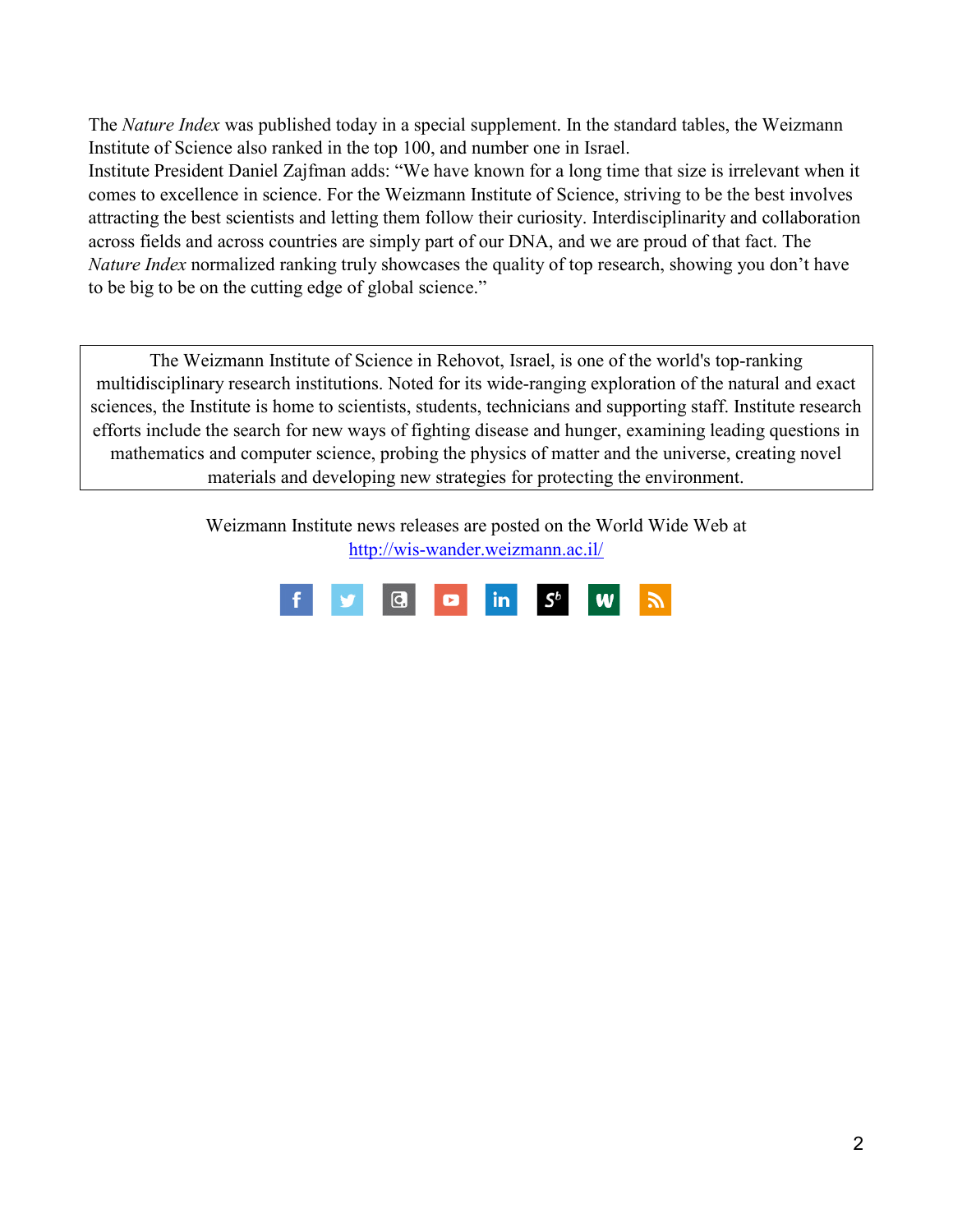The *Nature Index* was published today in a special supplement. In the standard tables, the Weizmann Institute of Science also ranked in the top 100, and number one in Israel.

Institute President Daniel Zajfman adds: “We have known for a long time that size is irrelevant when it comes to excellence in science. For the Weizmann Institute of Science, striving to be the best involves attracting the best scientists and letting them follow their curiosity. Interdisciplinarity and collaboration across fields and across countries are simply part of our DNA, and we are proud of that fact. The *Nature Index* normalized ranking truly showcases the quality of top research, showing you don’t have to be big to be on the cutting edge of global science.”

The Weizmann Institute of Science in Rehovot, Israel, is one of the world's top-ranking multidisciplinary research institutions. Noted for its wide-ranging exploration of the natural and exact sciences, the Institute is home to scientists, students, technicians and supporting staff. Institute research efforts include the search for new ways of fighting disease and hunger, examining leading questions in mathematics and computer science, probing the physics of matter and the universe, creating novel materials and developing new strategies for protecting the environment.

Weizmann Institute news releases are posted on the World Wide Web at
http://wis-wander.weizmann.ac.il/